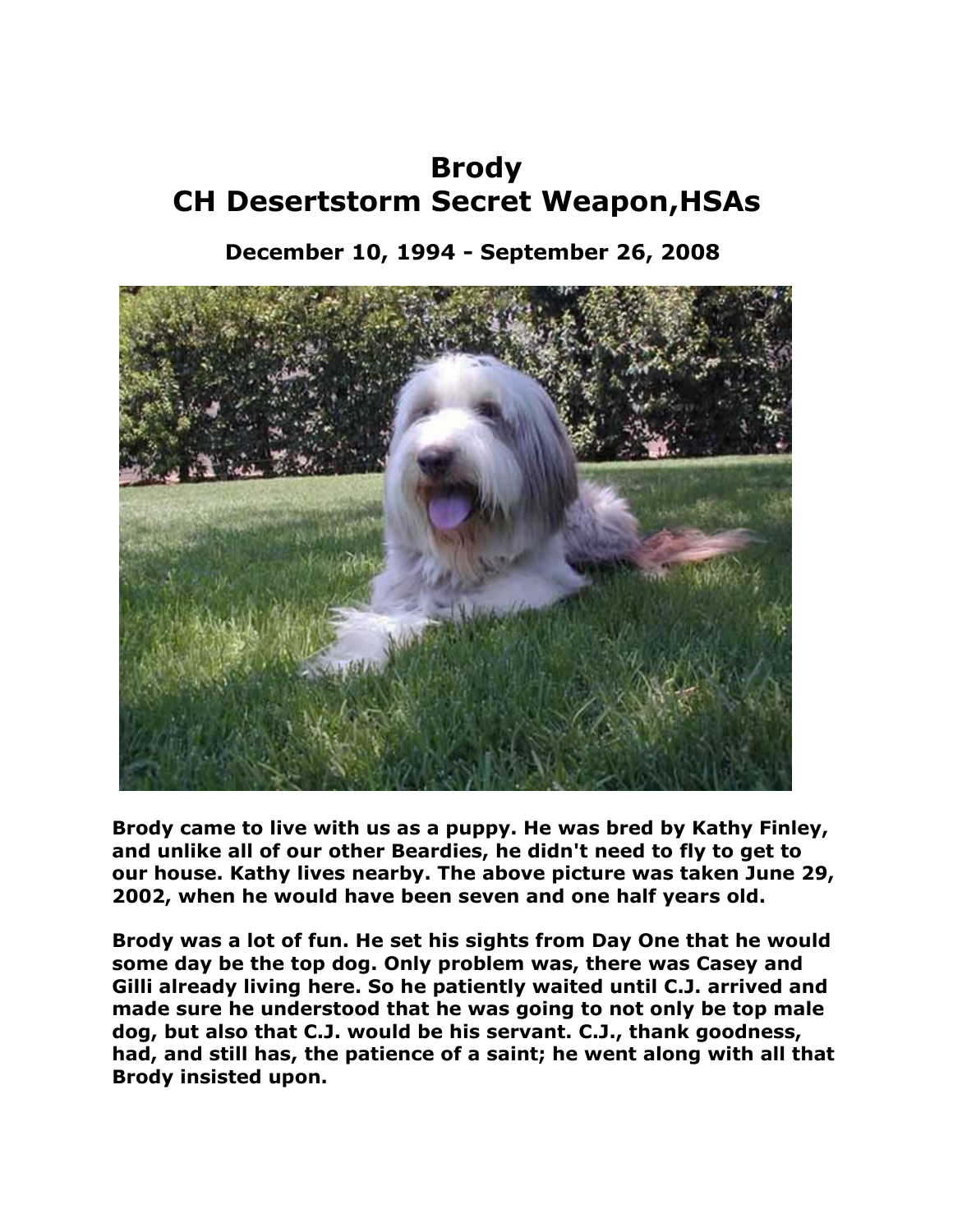# Brody
# CH Desertstorm Secret Weapon,HSAs

### December 10, 1994 - September 26, 2008

**Brody came to live with us as a puppy. He was bred by Kathy Finley, and unlike all of our other Beardies, he didn't need to fly to get to our house. Kathy lives nearby. The above picture was taken June 29, 2002, when he would have been seven and one half years old.**

**Brody was a lot of fun. He set his sights from Day One that he would some day be the top dog. Only problem was, there was Casey and Gilli already living here. So he patiently waited until C.J. arrived and made sure he understood that he was going to not only be top male dog, but also that C.J. would be his servant. C.J., thank goodness, had, and still has, the patience of a saint; he went along with all that Brody insisted upon.**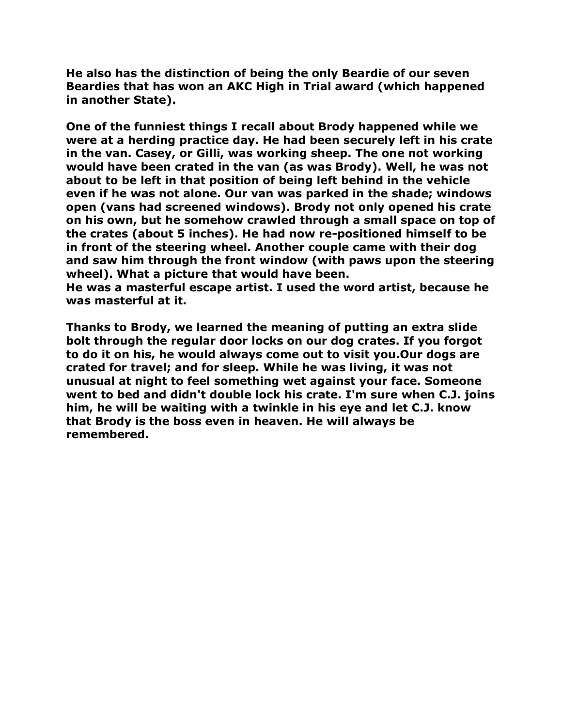**He also has the distinction of being the only Beardie of our seven Beardies that has won an AKC High in Trial award (which happened in another State).**

**One of the funniest things I recall about Brody happened while we were at a herding practice day. He had been securely left in his crate in the van. Casey, or Gilli, was working sheep. The one not working would have been crated in the van (as was Brody). Well, he was not about to be left in that position of being left behind in the vehicle even if he was not alone. Our van was parked in the shade; windows open (vans had screened windows). Brody not only opened his crate on his own, but he somehow crawled through a small space on top of the crates (about 5 inches). He had now re-positioned himself to be in front of the steering wheel. Another couple came with their dog and saw him through the front window (with paws upon the steering wheel). What a picture that would have been.**
**He was a masterful escape artist. I used the word artist, because he was masterful at it.**

**Thanks to Brody, we learned the meaning of putting an extra slide bolt through the regular door locks on our dog crates. If you forgot to do it on his, he would always come out to visit you.Our dogs are crated for travel; and for sleep. While he was living, it was not unusual at night to feel something wet against your face. Someone went to bed and didn't double lock his crate. I'm sure when C.J. joins him, he will be waiting with a twinkle in his eye and let C.J. know that Brody is the boss even in heaven. He will always be remembered.**